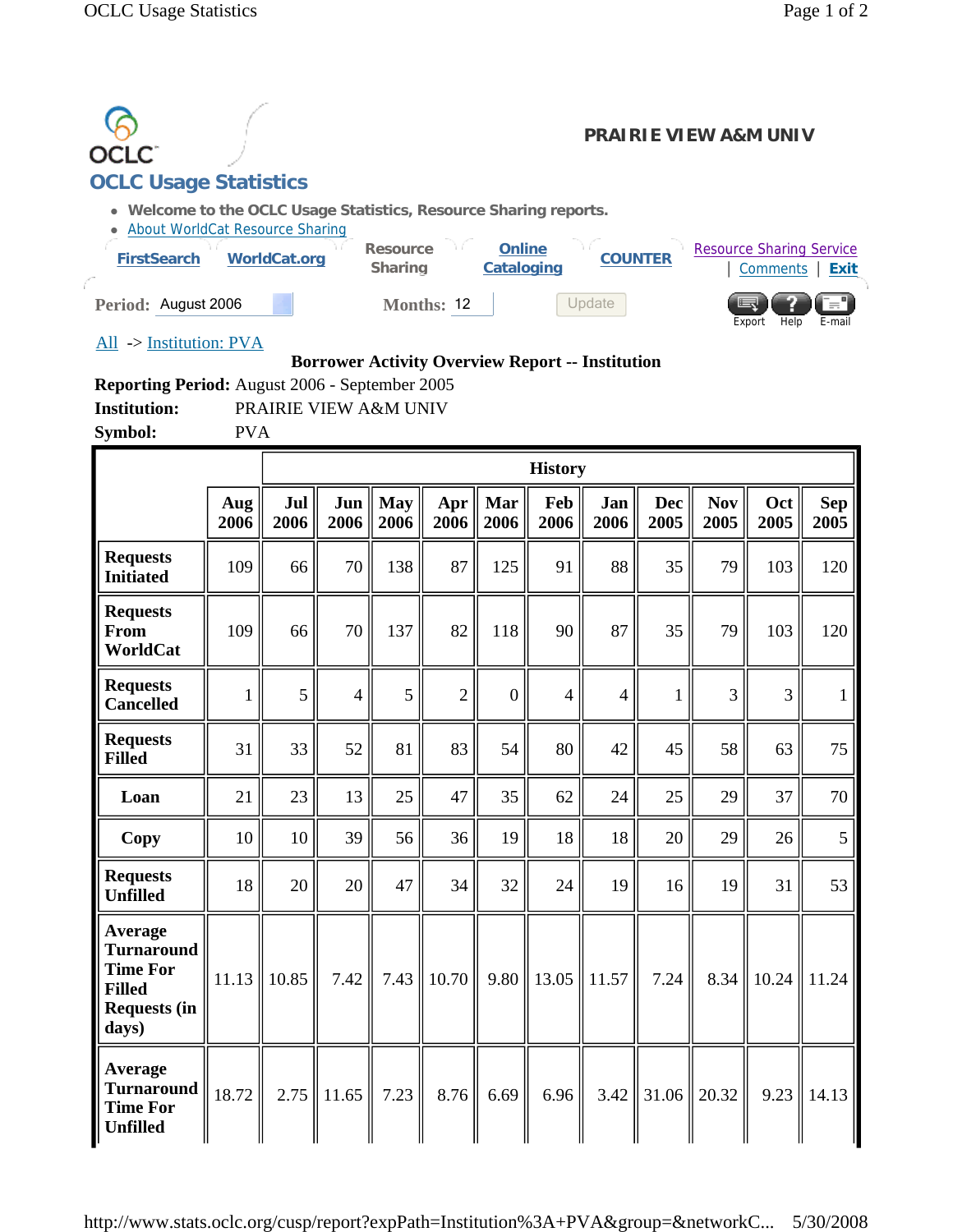OCLC

**PRAIRIE VIEW A&M UNIV**

## OCLC Usage Statistics

- **Welcome to the OCLC Usage Statistics, Resource Sharing reports.**
- About WorldCat Resource Sharing

FirstSearch | WorldCat.org | Resource Sharing | Online Cataloging | COUNTER | Resource Sharing Service | Comments | Exit

**Period:** August 2006 **Months:** 12 Update

Export Help E-mail

All -> Institution: PVA

**Borrower Activity Overview Report -- Institution**

**Reporting Period:** August 2006 - September 2005

**Institution:** PRAIRIE VIEW A&M UNIV

**Symbol:** PVA

| | | History | | | | | | | | | | |
|---|---|---|---|---|---|---|---|---|---|---|---|---|
| | Aug 2006 | Jul 2006 | Jun 2006 | May 2006 | Apr 2006 | Mar 2006 | Feb 2006 | Jan 2006 | Dec 2005 | Nov 2005 | Oct 2005 | Sep 2005 |
| **Requests Initiated** | 109 | 66 | 70 | 138 | 87 | 125 | 91 | 88 | 35 | 79 | 103 | 120 |
| **Requests From WorldCat** | 109 | 66 | 70 | 137 | 82 | 118 | 90 | 87 | 35 | 79 | 103 | 120 |
| **Requests Cancelled** | 1 | 5 | 4 | 5 | 2 | 0 | 4 | 4 | 1 | 3 | 3 | 1 |
| **Requests Filled** | 31 | 33 | 52 | 81 | 83 | 54 | 80 | 42 | 45 | 58 | 63 | 75 |
| **Loan** | 21 | 23 | 13 | 25 | 47 | 35 | 62 | 24 | 25 | 29 | 37 | 70 |
| **Copy** | 10 | 10 | 39 | 56 | 36 | 19 | 18 | 18 | 20 | 29 | 26 | 5 |
| **Requests Unfilled** | 18 | 20 | 20 | 47 | 34 | 32 | 24 | 19 | 16 | 19 | 31 | 53 |
| **Average Turnaround Time For Filled Requests (in days)** | 11.13 | 10.85 | 7.42 | 7.43 | 10.70 | 9.80 | 13.05 | 11.57 | 7.24 | 8.34 | 10.24 | 11.24 |
| **Average Turnaround Time For Unfilled** | 18.72 | 2.75 | 11.65 | 7.23 | 8.76 | 6.69 | 6.96 | 3.42 | 31.06 | 20.32 | 9.23 | 14.13 |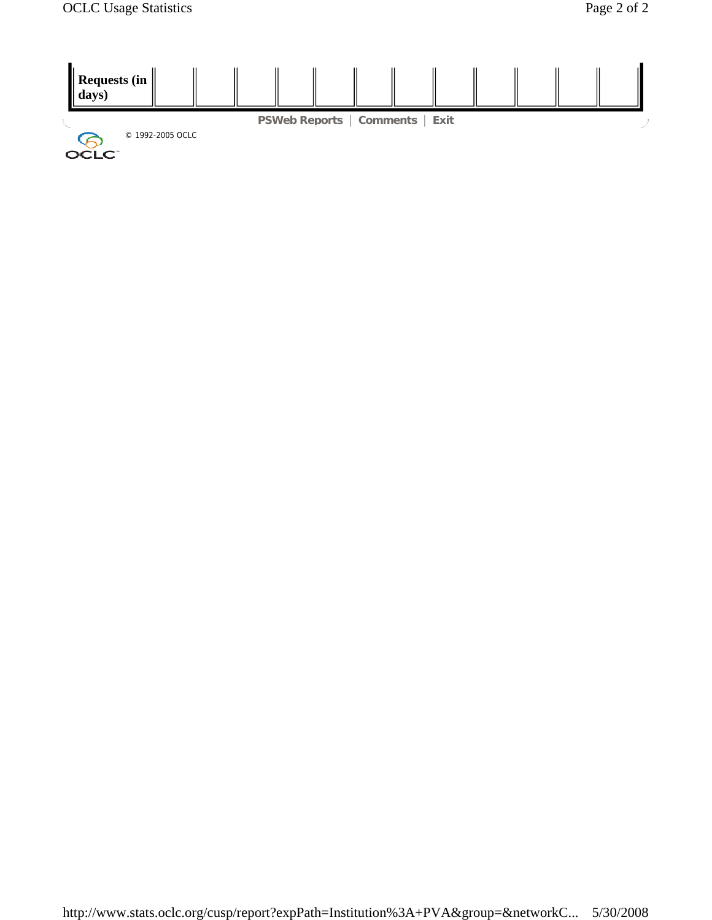| Requests (in days) | | | | | | | | | | | | |
|---|---|---|---|---|---|---|---|---|---|---|---|---|

PSWeb Reports | Comments | Exit

© 1992-2005 OCLC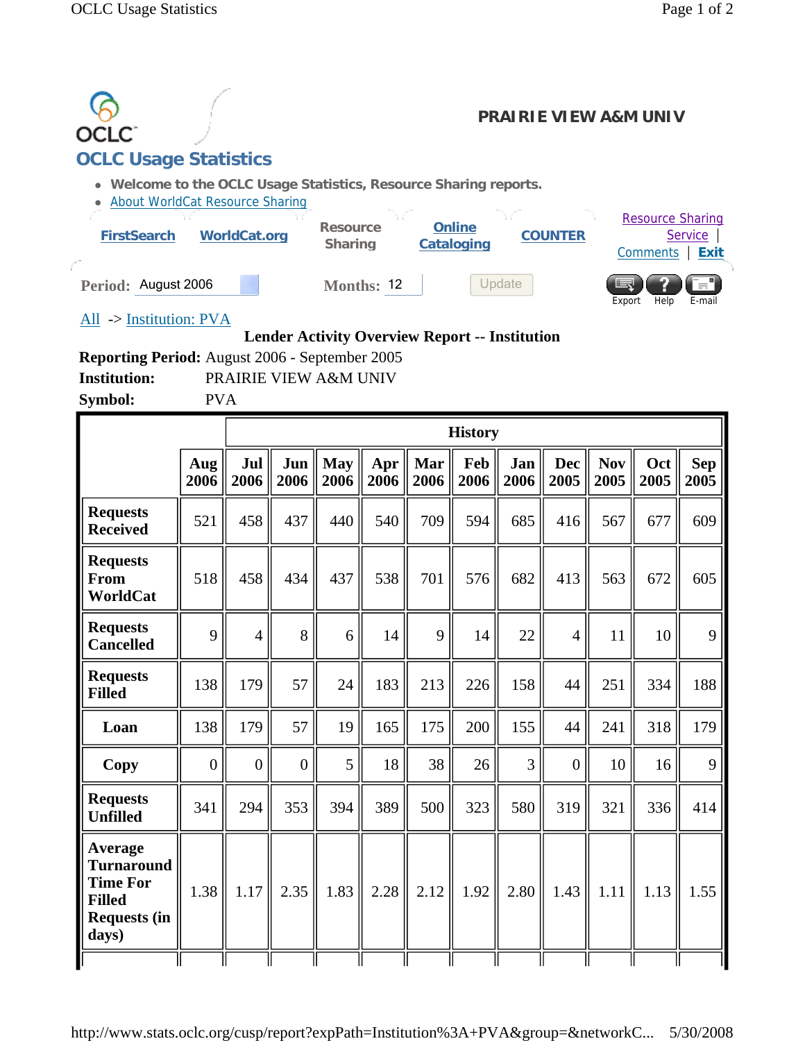OCLC

# OCLC Usage Statistics

**PRAIRIE VIEW A&M UNIV**

- Welcome to the OCLC Usage Statistics, Resource Sharing reports.
- About WorldCat Resource Sharing

FirstSearch | WorldCat.org | Resource Sharing | Online Cataloging | COUNTER

Resource Sharing Service | Comments | Exit

**Period:** August 2006 **Months:** 12 Update

Export Help E-mail

All -> Institution: PVA

**Lender Activity Overview Report -- Institution**

**Reporting Period:** August 2006 - September 2005

**Institution:** PRAIRIE VIEW A&M UNIV

**Symbol:** PVA

| | | History | | | | | | | | | | |
|---|---|---|---|---|---|---|---|---|---|---|---|---|
| | Aug 2006 | Jul 2006 | Jun 2006 | May 2006 | Apr 2006 | Mar 2006 | Feb 2006 | Jan 2006 | Dec 2005 | Nov 2005 | Oct 2005 | Sep 2005 |
| **Requests Received** | 521 | 458 | 437 | 440 | 540 | 709 | 594 | 685 | 416 | 567 | 677 | 609 |
| **Requests From WorldCat** | 518 | 458 | 434 | 437 | 538 | 701 | 576 | 682 | 413 | 563 | 672 | 605 |
| **Requests Cancelled** | 9 | 4 | 8 | 6 | 14 | 9 | 14 | 22 | 4 | 11 | 10 | 9 |
| **Requests Filled** | 138 | 179 | 57 | 24 | 183 | 213 | 226 | 158 | 44 | 251 | 334 | 188 |
| **Loan** | 138 | 179 | 57 | 19 | 165 | 175 | 200 | 155 | 44 | 241 | 318 | 179 |
| **Copy** | 0 | 0 | 0 | 5 | 18 | 38 | 26 | 3 | 0 | 10 | 16 | 9 |
| **Requests Unfilled** | 341 | 294 | 353 | 394 | 389 | 500 | 323 | 580 | 319 | 321 | 336 | 414 |
| **Average Turnaround Time For Filled Requests (in days)** | 1.38 | 1.17 | 2.35 | 1.83 | 2.28 | 2.12 | 1.92 | 2.80 | 1.43 | 1.11 | 1.13 | 1.55 |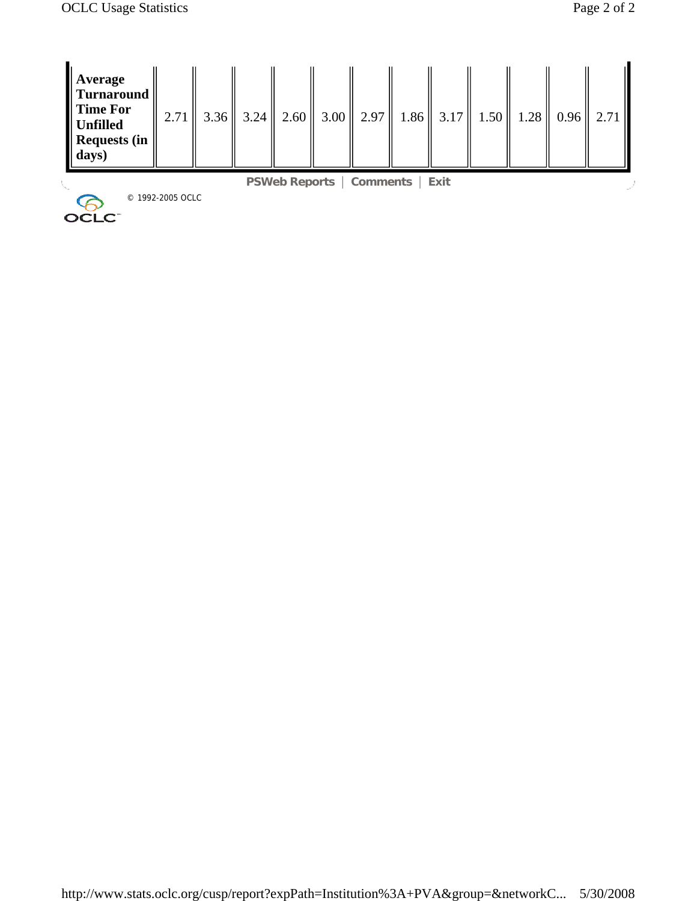| Average Turnaround Time For Unfilled Requests (in days) | 2.71 | 3.36 | 3.24 | 2.60 | 3.00 | 2.97 | 1.86 | 3.17 | 1.50 | 1.28 | 0.96 | 2.71 |
|---|---|---|---|---|---|---|---|---|---|---|---|---|

PSWeb Reports | Comments | Exit

© 1992-2005 OCLC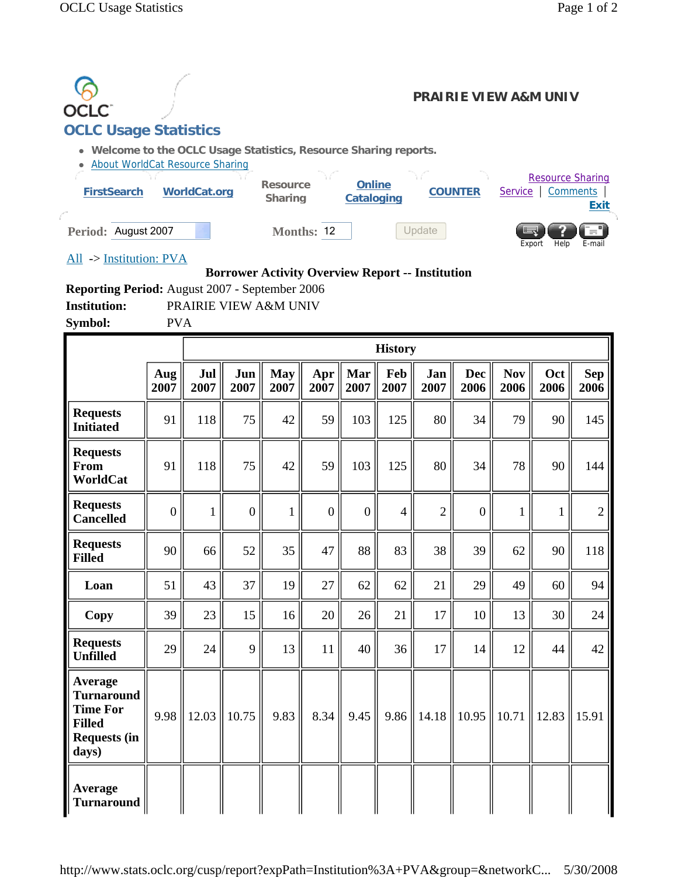OCLC

# OCLC Usage Statistics

PRAIRIE VIEW A&M UNIV

- Welcome to the OCLC Usage Statistics, Resource Sharing reports.
- About WorldCat Resource Sharing

FirstSearch | WorldCat.org | Resource Sharing | Online Cataloging | COUNTER | Resource Sharing Service | Comments | Exit

Period: August 2007    Months: 12    Update    Export Help E-mail

All -> Institution: PVA

**Borrower Activity Overview Report -- Institution**

**Reporting Period:** August 2007 - September 2006
**Institution:** PRAIRIE VIEW A&M UNIV
**Symbol:** PVA

| | | History | | | | | | | | | | |
|---|---|---|---|---|---|---|---|---|---|---|---|---|
| | **Aug 2007** | **Jul 2007** | **Jun 2007** | **May 2007** | **Apr 2007** | **Mar 2007** | **Feb 2007** | **Jan 2007** | **Dec 2006** | **Nov 2006** | **Oct 2006** | **Sep 2006** |
| **Requests Initiated** | 91 | 118 | 75 | 42 | 59 | 103 | 125 | 80 | 34 | 79 | 90 | 145 |
| **Requests From WorldCat** | 91 | 118 | 75 | 42 | 59 | 103 | 125 | 80 | 34 | 78 | 90 | 144 |
| **Requests Cancelled** | 0 | 1 | 0 | 1 | 0 | 0 | 4 | 2 | 0 | 1 | 1 | 2 |
| **Requests Filled** | 90 | 66 | 52 | 35 | 47 | 88 | 83 | 38 | 39 | 62 | 90 | 118 |
| **Loan** | 51 | 43 | 37 | 19 | 27 | 62 | 62 | 21 | 29 | 49 | 60 | 94 |
| **Copy** | 39 | 23 | 15 | 16 | 20 | 26 | 21 | 17 | 10 | 13 | 30 | 24 |
| **Requests Unfilled** | 29 | 24 | 9 | 13 | 11 | 40 | 36 | 17 | 14 | 12 | 44 | 42 |
| **Average Turnaround Time For Filled Requests (in days)** | 9.98 | 12.03 | 10.75 | 9.83 | 8.34 | 9.45 | 9.86 | 14.18 | 10.95 | 10.71 | 12.83 | 15.91 |
| **Average Turnaround** | | | | | | | | | | | | |

http://www.stats.oclc.org/cusp/report?expPath=Institution%3A+PVA&group=&networkC... 5/30/2008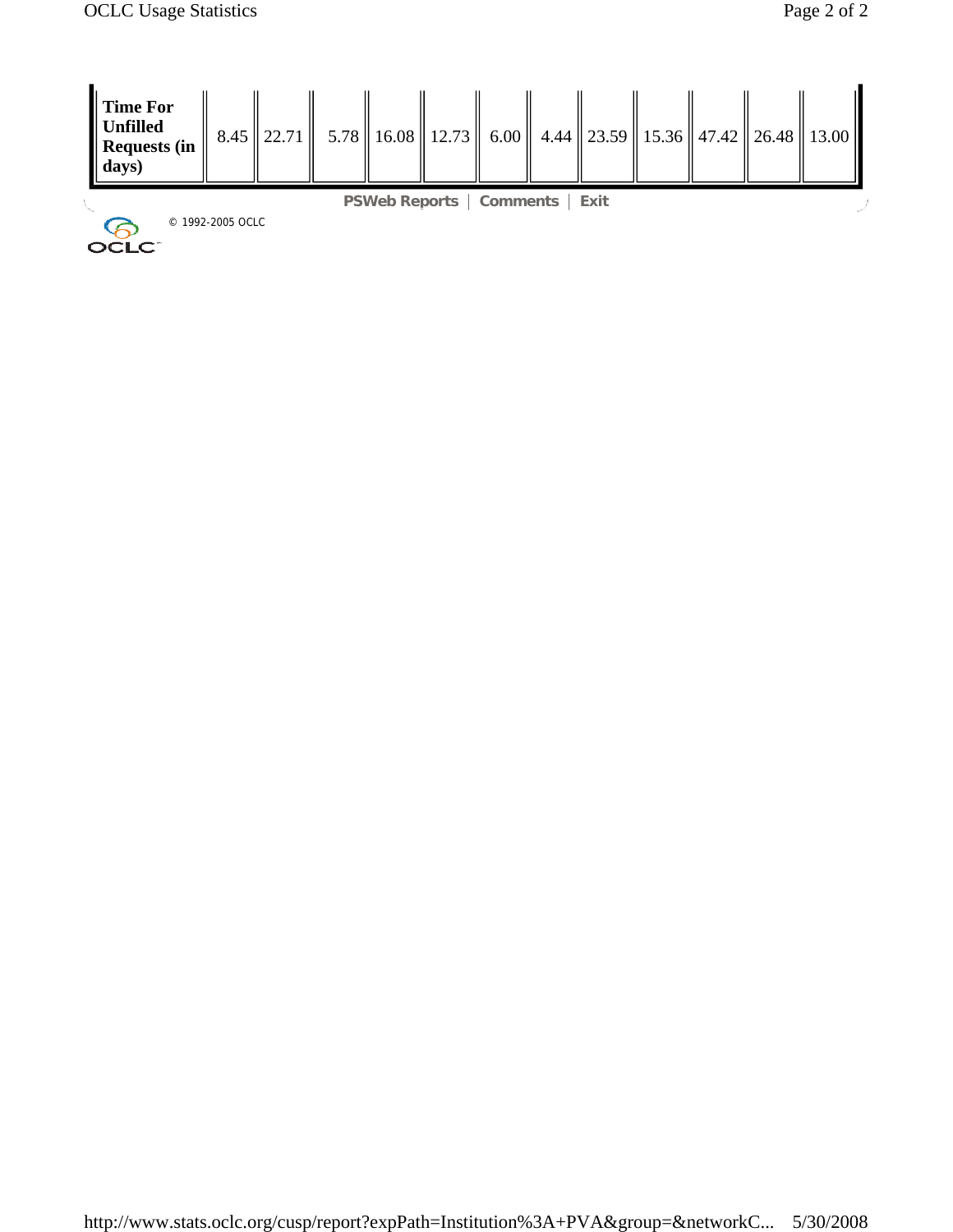| Time For Unfilled Requests (in days) | 8.45 | 22.71 | 5.78 | 16.08 | 12.73 | 6.00 | 4.44 | 23.59 | 15.36 | 47.42 | 26.48 | 13.00 |
|---|---|---|---|---|---|---|---|---|---|---|---|---|

PSWeb Reports | Comments | Exit

© 1992-2005 OCLC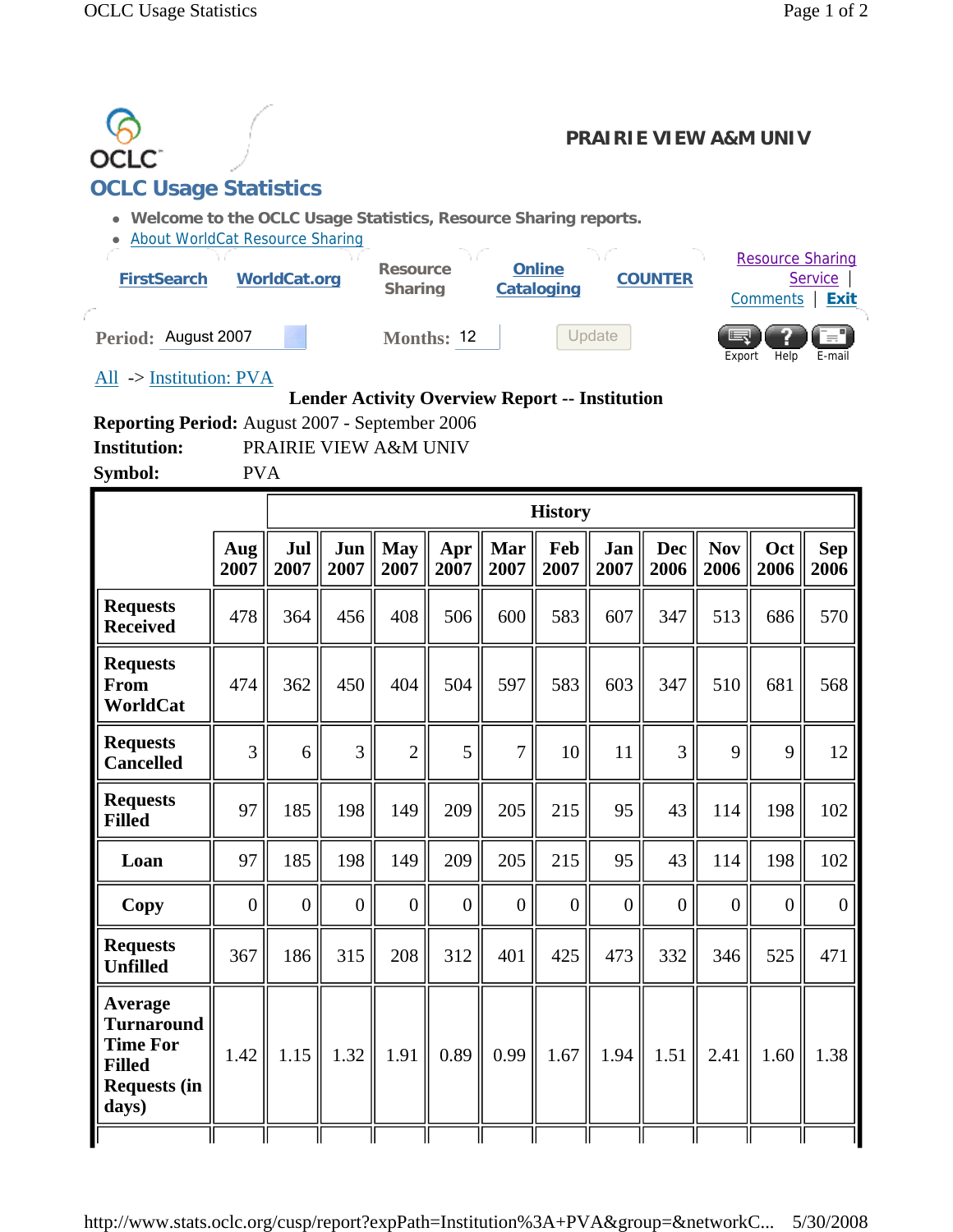OCLC

# OCLC Usage Statistics

**PRAIRIE VIEW A&M UNIV**

- **Welcome to the OCLC Usage Statistics, Resource Sharing reports.**
- About WorldCat Resource Sharing

FirstSearch | WorldCat.org | Resource Sharing | Online Cataloging | COUNTER | Resource Sharing Service | Comments | Exit

**Period:** August 2007 **Months:** 12 Update

Export Help E-mail

All -> Institution: PVA

**Lender Activity Overview Report -- Institution**

**Reporting Period:** August 2007 - September 2006

**Institution:** PRAIRIE VIEW A&M UNIV

**Symbol:** PVA

| | | History | | | | | | | | | | |
|---|---|---|---|---|---|---|---|---|---|---|---|---|
| | **Aug 2007** | **Jul 2007** | **Jun 2007** | **May 2007** | **Apr 2007** | **Mar 2007** | **Feb 2007** | **Jan 2007** | **Dec 2006** | **Nov 2006** | **Oct 2006** | **Sep 2006** |
| **Requests Received** | 478 | 364 | 456 | 408 | 506 | 600 | 583 | 607 | 347 | 513 | 686 | 570 |
| **Requests From WorldCat** | 474 | 362 | 450 | 404 | 504 | 597 | 583 | 603 | 347 | 510 | 681 | 568 |
| **Requests Cancelled** | 3 | 6 | 3 | 2 | 5 | 7 | 10 | 11 | 3 | 9 | 9 | 12 |
| **Requests Filled** | 97 | 185 | 198 | 149 | 209 | 205 | 215 | 95 | 43 | 114 | 198 | 102 |
| **Loan** | 97 | 185 | 198 | 149 | 209 | 205 | 215 | 95 | 43 | 114 | 198 | 102 |
| **Copy** | 0 | 0 | 0 | 0 | 0 | 0 | 0 | 0 | 0 | 0 | 0 | 0 |
| **Requests Unfilled** | 367 | 186 | 315 | 208 | 312 | 401 | 425 | 473 | 332 | 346 | 525 | 471 |
| **Average Turnaround Time For Filled Requests (in days)** | 1.42 | 1.15 | 1.32 | 1.91 | 0.89 | 0.99 | 1.67 | 1.94 | 1.51 | 2.41 | 1.60 | 1.38 |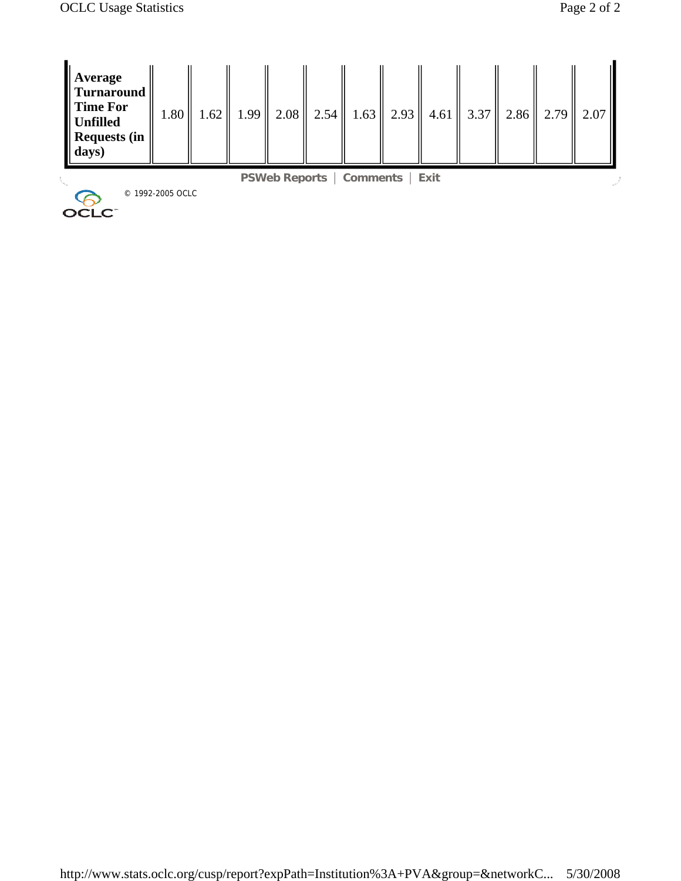| Average Turnaround Time For Unfilled Requests (in days) | 1.80 | 1.62 | 1.99 | 2.08 | 2.54 | 1.63 | 2.93 | 4.61 | 3.37 | 2.86 | 2.79 | 2.07 |
|---|---|---|---|---|---|---|---|---|---|---|---|---|

PSWeb Reports | Comments | Exit

© 1992-2005 OCLC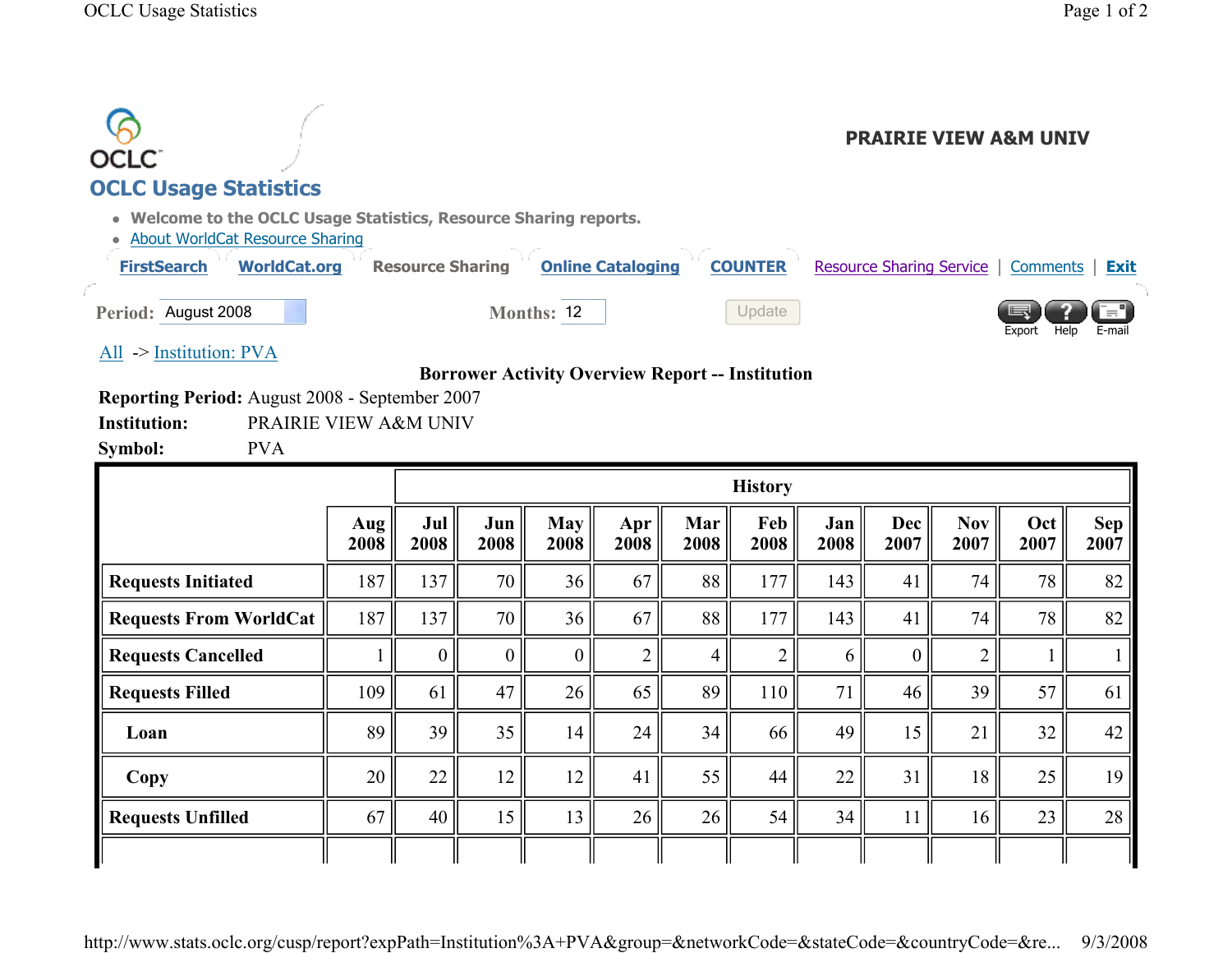OCLC

# OCLC Usage Statistics

**PRAIRIE VIEW A&M UNIV**

- **Welcome to the OCLC Usage Statistics, Resource Sharing reports.**
- About WorldCat Resource Sharing

FirstSearch | WorldCat.org | Resource Sharing | Online Cataloging | COUNTER | Resource Sharing Service | Comments | Exit

**Period:** August 2008 **Months:** 12 Update

Export Help E-mail

All -> Institution: PVA

**Borrower Activity Overview Report -- Institution**

**Reporting Period:** August 2008 - September 2007

**Institution:** PRAIRIE VIEW A&M UNIV

**Symbol:** PVA

| | | History | | | | | | | | | | |
|---|---|---|---|---|---|---|---|---|---|---|---|---|
| | **Aug 2008** | **Jul 2008** | **Jun 2008** | **May 2008** | **Apr 2008** | **Mar 2008** | **Feb 2008** | **Jan 2008** | **Dec 2007** | **Nov 2007** | **Oct 2007** | **Sep 2007** |
| **Requests Initiated** | 187 | 137 | 70 | 36 | 67 | 88 | 177 | 143 | 41 | 74 | 78 | 82 |
| **Requests From WorldCat** | 187 | 137 | 70 | 36 | 67 | 88 | 177 | 143 | 41 | 74 | 78 | 82 |
| **Requests Cancelled** | 1 | 0 | 0 | 0 | 2 | 4 | 2 | 6 | 0 | 2 | 1 | 1 |
| **Requests Filled** | 109 | 61 | 47 | 26 | 65 | 89 | 110 | 71 | 46 | 39 | 57 | 61 |
| **Loan** | 89 | 39 | 35 | 14 | 24 | 34 | 66 | 49 | 15 | 21 | 32 | 42 |
| **Copy** | 20 | 22 | 12 | 12 | 41 | 55 | 44 | 22 | 31 | 18 | 25 | 19 |
| **Requests Unfilled** | 67 | 40 | 15 | 13 | 26 | 26 | 54 | 34 | 11 | 16 | 23 | 28 |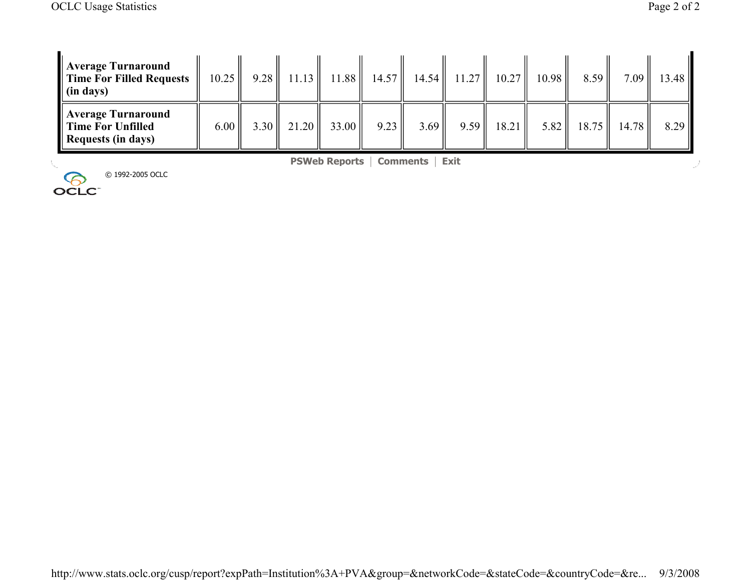| | | | | | | | | | | | | |
|---|---|---|---|---|---|---|---|---|---|---|---|---|
| **Average Turnaround Time For Filled Requests (in days)** | 10.25 | 9.28 | 11.13 | 11.88 | 14.57 | 14.54 | 11.27 | 10.27 | 10.98 | 8.59 | 7.09 | 13.48 |
| **Average Turnaround Time For Unfilled Requests (in days)** | 6.00 | 3.30 | 21.20 | 33.00 | 9.23 | 3.69 | 9.59 | 18.21 | 5.82 | 18.75 | 14.78 | 8.29 |

**PSWeb Reports** | **Comments** | **Exit**

© 1992-2005 OCLC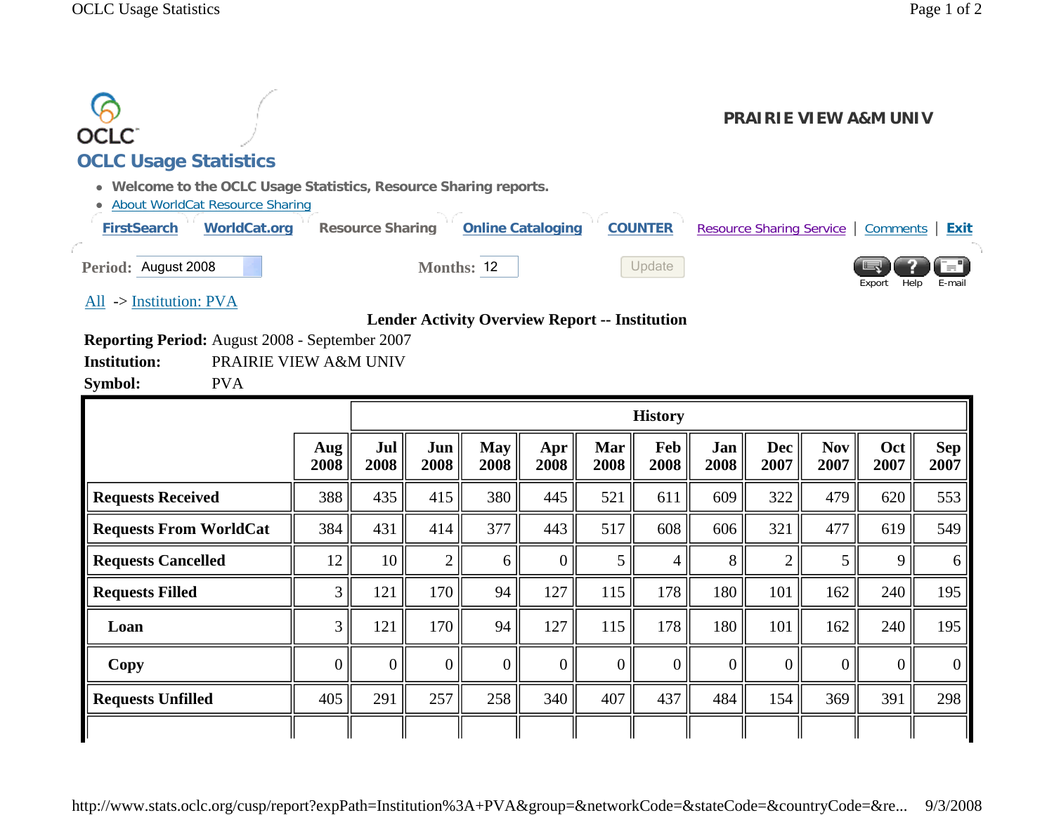PRAIRIE VIEW A&M UNIV

## OCLC Usage Statistics

- Welcome to the OCLC Usage Statistics, Resource Sharing reports.
- About WorldCat Resource Sharing

FirstSearch | WorldCat.org | Resource Sharing | Online Cataloging | COUNTER | Resource Sharing Service | Comments | Exit

**Period:** August 2008 **Months:** 12 Update

Export Help E-mail

All -> Institution: PVA

**Lender Activity Overview Report -- Institution**

**Reporting Period:** August 2008 - September 2007
**Institution:** PRAIRIE VIEW A&M UNIV
**Symbol:** PVA

| | | History | | | | | | | | | | |
|---|---|---|---|---|---|---|---|---|---|---|---|---|
| | **Aug 2008** | **Jul 2008** | **Jun 2008** | **May 2008** | **Apr 2008** | **Mar 2008** | **Feb 2008** | **Jan 2008** | **Dec 2007** | **Nov 2007** | **Oct 2007** | **Sep 2007** |
| **Requests Received** | 388 | 435 | 415 | 380 | 445 | 521 | 611 | 609 | 322 | 479 | 620 | 553 |
| **Requests From WorldCat** | 384 | 431 | 414 | 377 | 443 | 517 | 608 | 606 | 321 | 477 | 619 | 549 |
| **Requests Cancelled** | 12 | 10 | 2 | 6 | 0 | 5 | 4 | 8 | 2 | 5 | 9 | 6 |
| **Requests Filled** | 3 | 121 | 170 | 94 | 127 | 115 | 178 | 180 | 101 | 162 | 240 | 195 |
| **Loan** | 3 | 121 | 170 | 94 | 127 | 115 | 178 | 180 | 101 | 162 | 240 | 195 |
| **Copy** | 0 | 0 | 0 | 0 | 0 | 0 | 0 | 0 | 0 | 0 | 0 | 0 |
| **Requests Unfilled** | 405 | 291 | 257 | 258 | 340 | 407 | 437 | 484 | 154 | 369 | 391 | 298 |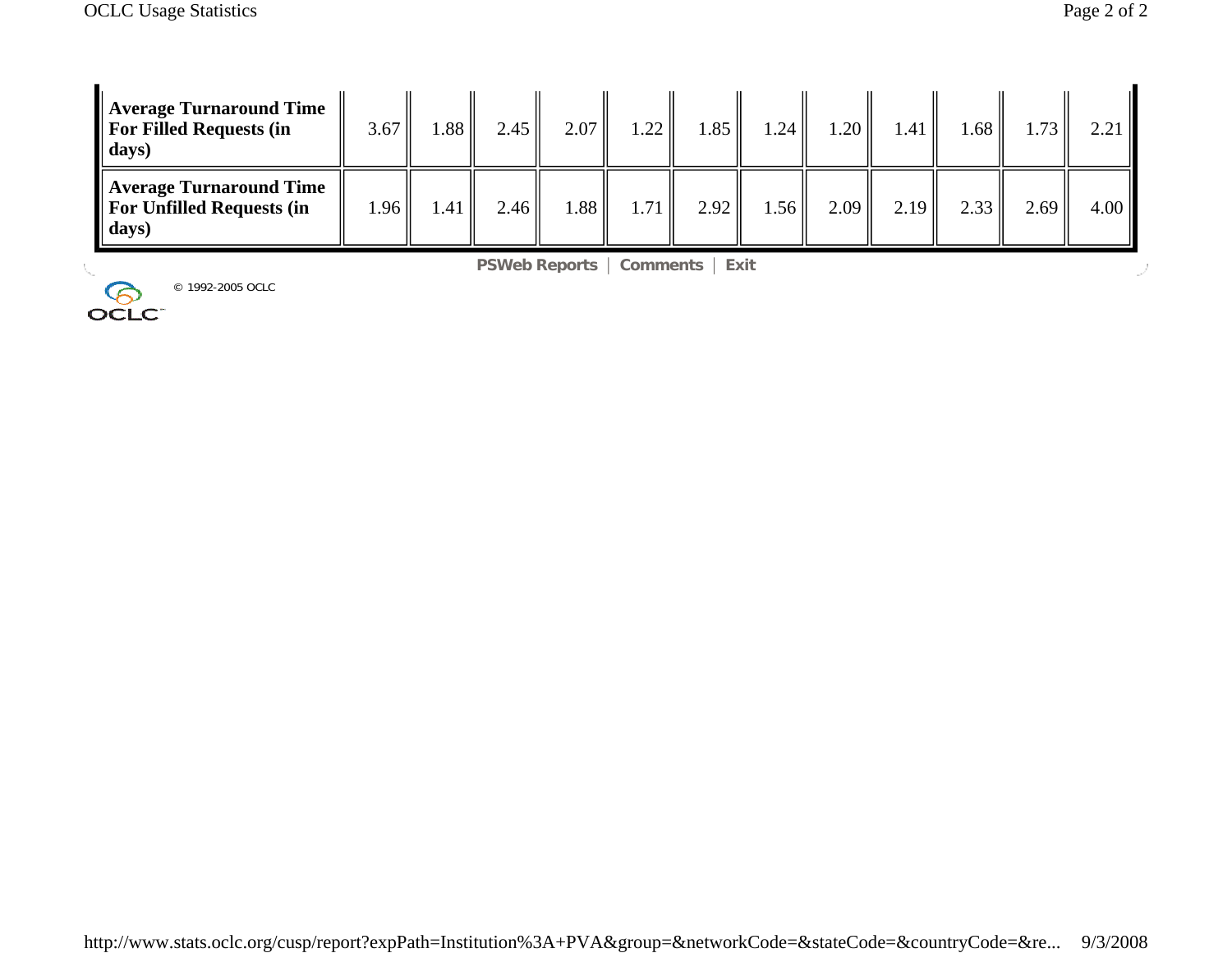| | | | | | | | | | | | | |
|---|---|---|---|---|---|---|---|---|---|---|---|---|
| **Average Turnaround Time For Filled Requests (in days)** | 3.67 | 1.88 | 2.45 | 2.07 | 1.22 | 1.85 | 1.24 | 1.20 | 1.41 | 1.68 | 1.73 | 2.21 |
| **Average Turnaround Time For Unfilled Requests (in days)** | 1.96 | 1.41 | 2.46 | 1.88 | 1.71 | 2.92 | 1.56 | 2.09 | 2.19 | 2.33 | 2.69 | 4.00 |

PSWeb Reports | Comments | Exit

© 1992-2005 OCLC